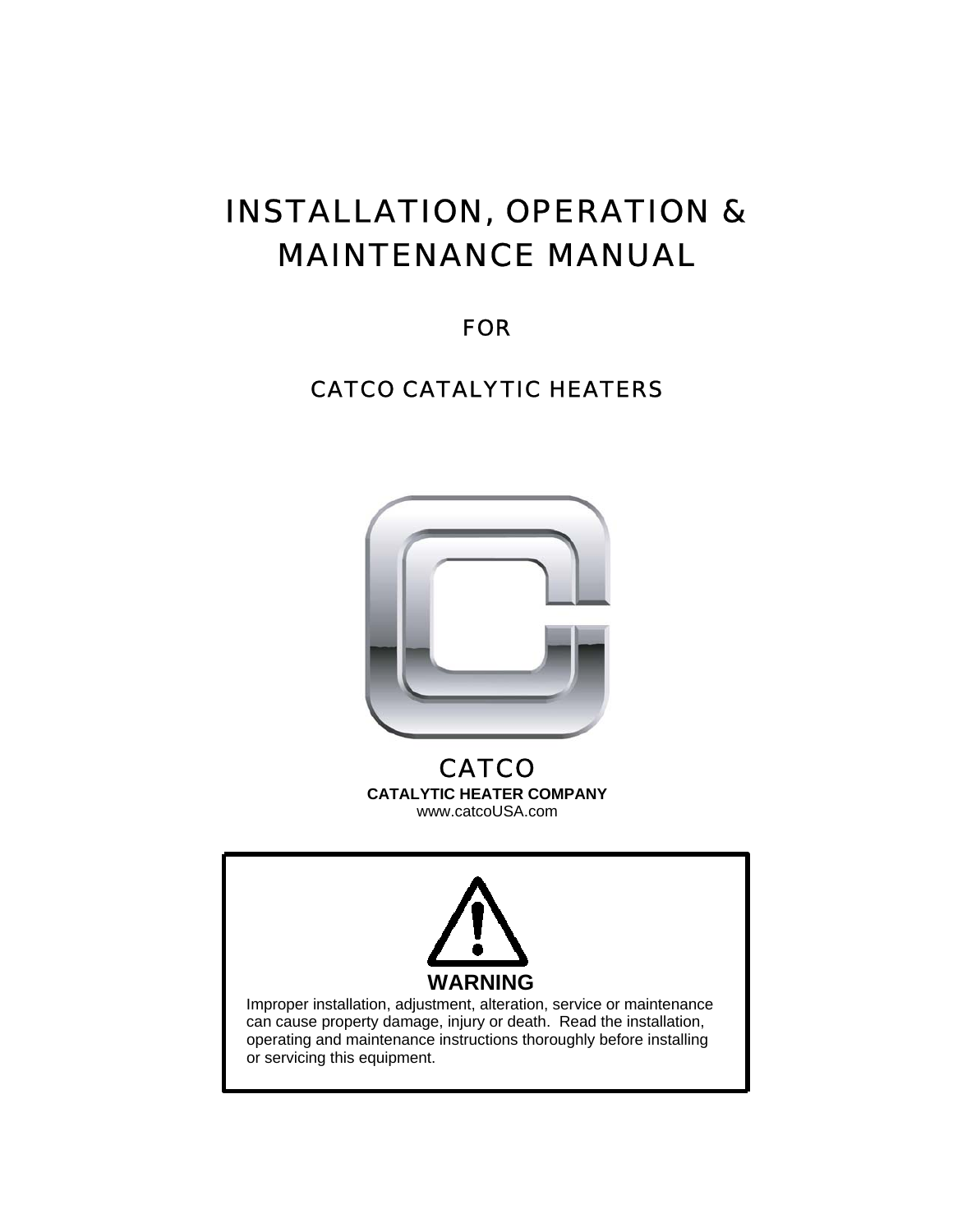# INSTALLATION, OPERATION & MAINTENANCE MANUAL

## FOR

## CATCO CATALYTIC HEATERS

CATCO

**CATALYTIC HEATER COMPANY**

www.catcoUSA.com

**WARNING**

Improper installation, adjustment, alteration, service or maintenance can cause property damage, injury or death. Read the installation, operating and maintenance instructions thoroughly before installing or servicing this equipment.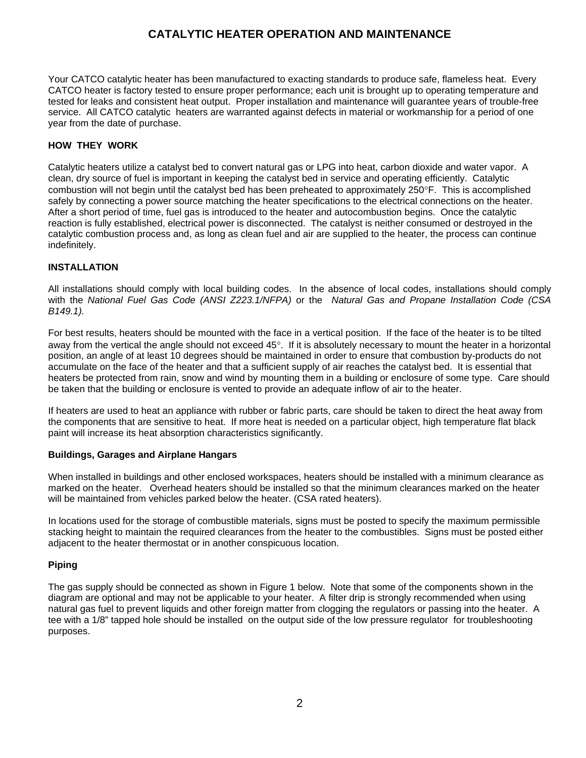# CATALYTIC HEATER OPERATION AND MAINTENANCE

Your CATCO catalytic heater has been manufactured to exacting standards to produce safe, flameless heat. Every CATCO heater is factory tested to ensure proper performance; each unit is brought up to operating temperature and tested for leaks and consistent heat output. Proper installation and maintenance will guarantee years of trouble-free service. All CATCO catalytic heaters are warranted against defects in material or workmanship for a period of one year from the date of purchase.

### HOW THEY WORK

Catalytic heaters utilize a catalyst bed to convert natural gas or LPG into heat, carbon dioxide and water vapor. A clean, dry source of fuel is important in keeping the catalyst bed in service and operating efficiently. Catalytic combustion will not begin until the catalyst bed has been preheated to approximately 250°F. This is accomplished safely by connecting a power source matching the heater specifications to the electrical connections on the heater. After a short period of time, fuel gas is introduced to the heater and autocombustion begins. Once the catalytic reaction is fully established, electrical power is disconnected. The catalyst is neither consumed or destroyed in the catalytic combustion process and, as long as clean fuel and air are supplied to the heater, the process can continue indefinitely.

### INSTALLATION

All installations should comply with local building codes. In the absence of local codes, installations should comply with the *National Fuel Gas Code (ANSI Z223.1/NFPA)* or the *Natural Gas and Propane Installation Code (CSA B149.1).*

For best results, heaters should be mounted with the face in a vertical position. If the face of the heater is to be tilted away from the vertical the angle should not exceed 45°. If it is absolutely necessary to mount the heater in a horizontal position, an angle of at least 10 degrees should be maintained in order to ensure that combustion by-products do not accumulate on the face of the heater and that a sufficient supply of air reaches the catalyst bed. It is essential that heaters be protected from rain, snow and wind by mounting them in a building or enclosure of some type. Care should be taken that the building or enclosure is vented to provide an adequate inflow of air to the heater.

If heaters are used to heat an appliance with rubber or fabric parts, care should be taken to direct the heat away from the components that are sensitive to heat. If more heat is needed on a particular object, high temperature flat black paint will increase its heat absorption characteristics significantly.

#### Buildings, Garages and Airplane Hangars

When installed in buildings and other enclosed workspaces, heaters should be installed with a minimum clearance as marked on the heater. Overhead heaters should be installed so that the minimum clearances marked on the heater will be maintained from vehicles parked below the heater. (CSA rated heaters).

In locations used for the storage of combustible materials, signs must be posted to specify the maximum permissible stacking height to maintain the required clearances from the heater to the combustibles. Signs must be posted either adjacent to the heater thermostat or in another conspicuous location.

#### Piping

The gas supply should be connected as shown in Figure 1 below. Note that some of the components shown in the diagram are optional and may not be applicable to your heater. A filter drip is strongly recommended when using natural gas fuel to prevent liquids and other foreign matter from clogging the regulators or passing into the heater. A tee with a 1/8" tapped hole should be installed on the output side of the low pressure regulator for troubleshooting purposes.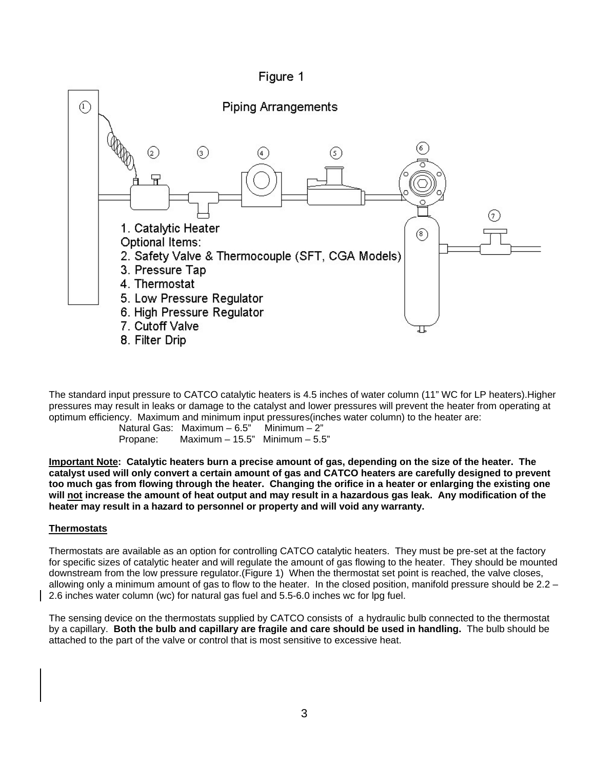Figure 1

Piping Arrangements

1. Catalytic Heater

Optional Items:

2. Safety Valve & Thermocouple (SFT, CGA Models)
3. Pressure Tap
4. Thermostat
5. Low Pressure Regulator
6. High Pressure Regulator
7. Cutoff Valve
8. Filter Drip

The standard input pressure to CATCO catalytic heaters is 4.5 inches of water column (11" WC for LP heaters).Higher pressures may result in leaks or damage to the catalyst and lower pressures will prevent the heater from operating at optimum efficiency. Maximum and minimum input pressures(inches water column) to the heater are:

Natural Gas: Maximum – 6.5" Minimum – 2"
Propane: Maximum – 15.5" Minimum – 5.5"

**Important Note: Catalytic heaters burn a precise amount of gas, depending on the size of the heater. The catalyst used will only convert a certain amount of gas and CATCO heaters are carefully designed to prevent too much gas from flowing through the heater. Changing the orifice in a heater or enlarging the existing one will not increase the amount of heat output and may result in a hazardous gas leak. Any modification of the heater may result in a hazard to personnel or property and will void any warranty.**

## Thermostats

Thermostats are available as an option for controlling CATCO catalytic heaters. They must be pre-set at the factory for specific sizes of catalytic heater and will regulate the amount of gas flowing to the heater. They should be mounted downstream from the low pressure regulator.(Figure 1) When the thermostat set point is reached, the valve closes, allowing only a minimum amount of gas to flow to the heater. In the closed position, manifold pressure should be 2.2 – 2.6 inches water column (wc) for natural gas fuel and 5.5-6.0 inches wc for lpg fuel.

The sensing device on the thermostats supplied by CATCO consists of a hydraulic bulb connected to the thermostat by a capillary. **Both the bulb and capillary are fragile and care should be used in handling.** The bulb should be attached to the part of the valve or control that is most sensitive to excessive heat.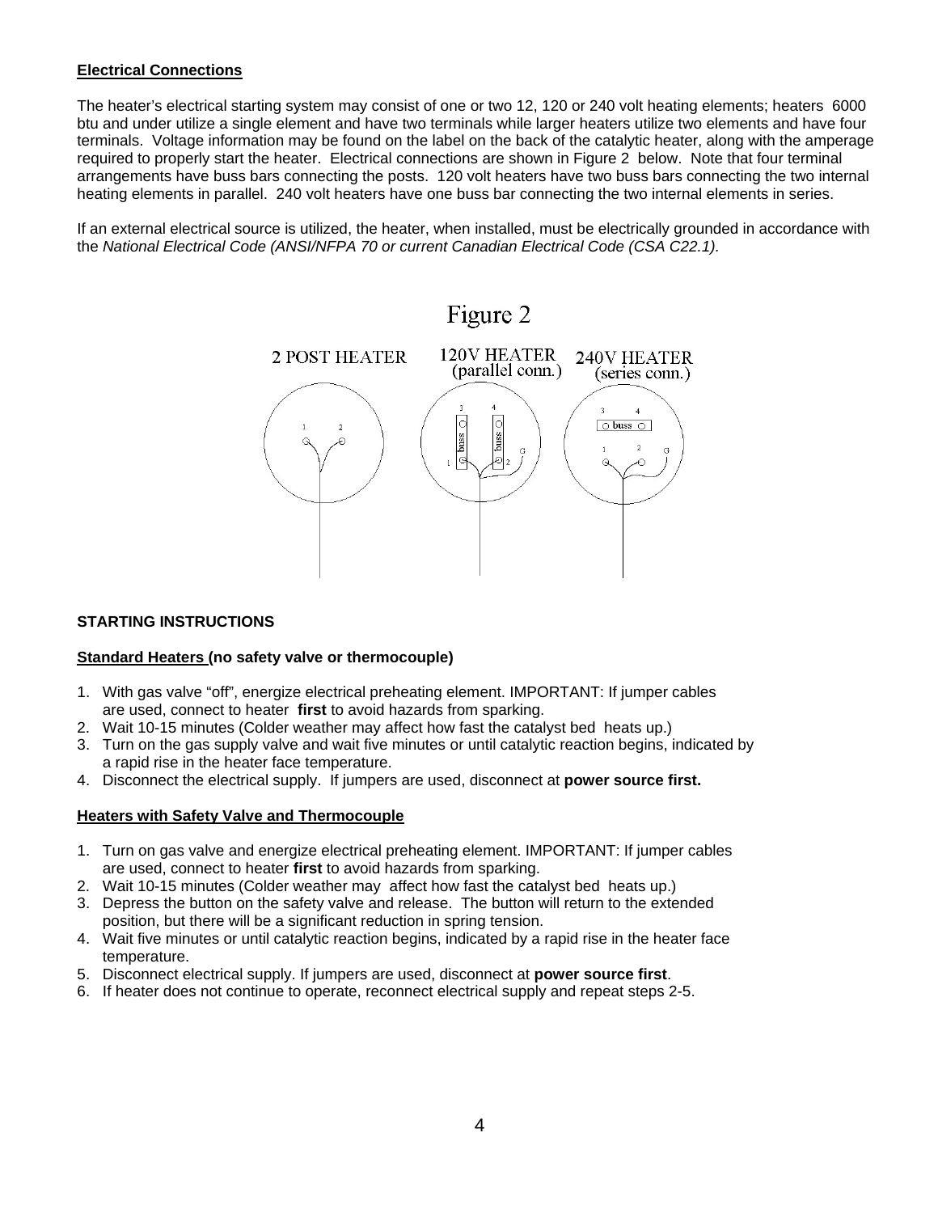## Electrical Connections

The heater's electrical starting system may consist of one or two 12, 120 or 240 volt heating elements; heaters 6000 btu and under utilize a single element and have two terminals while larger heaters utilize two elements and have four terminals. Voltage information may be found on the label on the back of the catalytic heater, along with the amperage required to properly start the heater. Electrical connections are shown in Figure 2 below. Note that four terminal arrangements have buss bars connecting the posts. 120 volt heaters have two buss bars connecting the two internal heating elements in parallel. 240 volt heaters have one buss bar connecting the two internal elements in series.

If an external electrical source is utilized, the heater, when installed, must be electrically grounded in accordance with the *National Electrical Code (ANSI/NFPA 70 or current Canadian Electrical Code (CSA C22.1).*

Figure 2

2 POST HEATER — 120V HEATER (parallel conn.) — 240V HEATER (series conn.)

## STARTING INSTRUCTIONS

### Standard Heaters (no safety valve or thermocouple)

1. With gas valve "off", energize electrical preheating element. IMPORTANT: If jumper cables are used, connect to heater **first** to avoid hazards from sparking.
2. Wait 10-15 minutes (Colder weather may affect how fast the catalyst bed heats up.)
3. Turn on the gas supply valve and wait five minutes or until catalytic reaction begins, indicated by a rapid rise in the heater face temperature.
4. Disconnect the electrical supply. If jumpers are used, disconnect at **power source first.**

### Heaters with Safety Valve and Thermocouple

1. Turn on gas valve and energize electrical preheating element. IMPORTANT: If jumper cables are used, connect to heater **first** to avoid hazards from sparking.
2. Wait 10-15 minutes (Colder weather may affect how fast the catalyst bed heats up.)
3. Depress the button on the safety valve and release. The button will return to the extended position, but there will be a significant reduction in spring tension.
4. Wait five minutes or until catalytic reaction begins, indicated by a rapid rise in the heater face temperature.
5. Disconnect electrical supply. If jumpers are used, disconnect at **power source first**.
6. If heater does not continue to operate, reconnect electrical supply and repeat steps 2-5.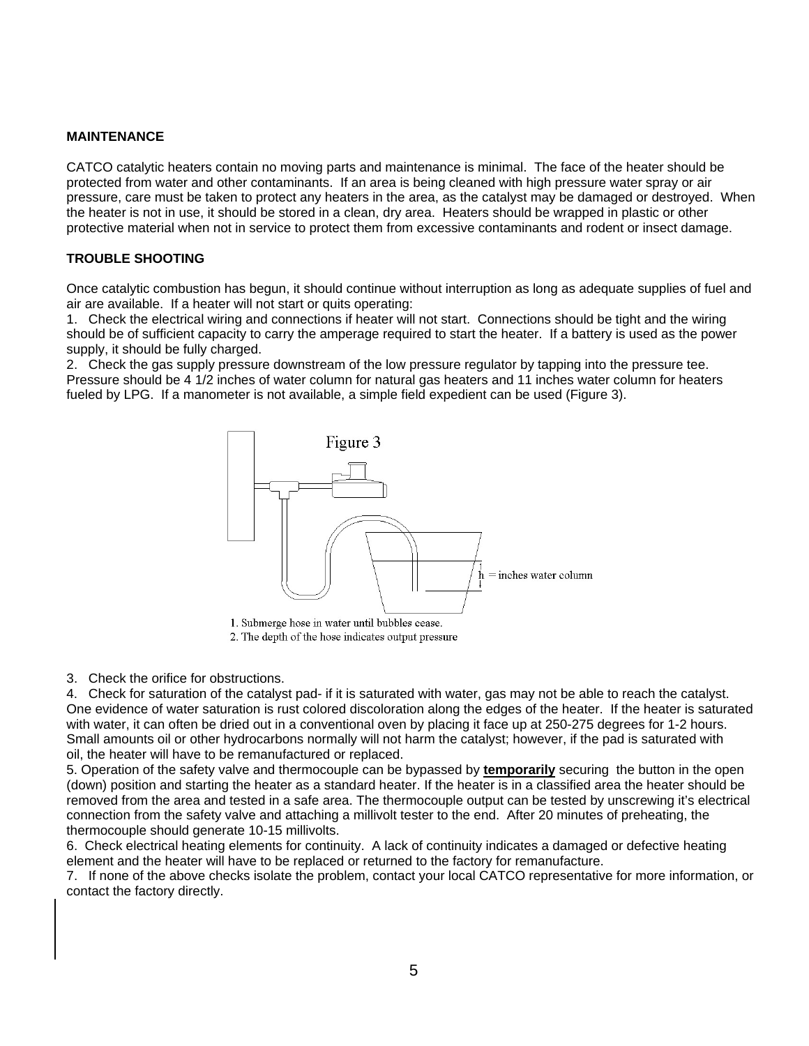**MAINTENANCE**

CATCO catalytic heaters contain no moving parts and maintenance is minimal. The face of the heater should be protected from water and other contaminants. If an area is being cleaned with high pressure water spray or air pressure, care must be taken to protect any heaters in the area, as the catalyst may be damaged or destroyed. When the heater is not in use, it should be stored in a clean, dry area. Heaters should be wrapped in plastic or other protective material when not in service to protect them from excessive contaminants and rodent or insect damage.

**TROUBLE SHOOTING**

Once catalytic combustion has begun, it should continue without interruption as long as adequate supplies of fuel and air are available. If a heater will not start or quits operating:

1. Check the electrical wiring and connections if heater will not start. Connections should be tight and the wiring should be of sufficient capacity to carry the amperage required to start the heater. If a battery is used as the power supply, it should be fully charged.
2. Check the gas supply pressure downstream of the low pressure regulator by tapping into the pressure tee. Pressure should be 4 1/2 inches of water column for natural gas heaters and 11 inches water column for heaters fueled by LPG. If a manometer is not available, a simple field expedient can be used (Figure 3).

Figure 3

h = inches water column

1. Submerge hose in water until bubbles cease.
2. The depth of the hose indicates output pressure

3. Check the orifice for obstructions.
4. Check for saturation of the catalyst pad- if it is saturated with water, gas may not be able to reach the catalyst. One evidence of water saturation is rust colored discoloration along the edges of the heater. If the heater is saturated with water, it can often be dried out in a conventional oven by placing it face up at 250-275 degrees for 1-2 hours. Small amounts oil or other hydrocarbons normally will not harm the catalyst; however, if the pad is saturated with oil, the heater will have to be remanufactured or replaced.
5. Operation of the safety valve and thermocouple can be bypassed by **temporarily** securing the button in the open (down) position and starting the heater as a standard heater. If the heater is in a classified area the heater should be removed from the area and tested in a safe area. The thermocouple output can be tested by unscrewing it's electrical connection from the safety valve and attaching a millivolt tester to the end. After 20 minutes of preheating, the thermocouple should generate 10-15 millivolts.
6. Check electrical heating elements for continuity. A lack of continuity indicates a damaged or defective heating element and the heater will have to be replaced or returned to the factory for remanufacture.
7. If none of the above checks isolate the problem, contact your local CATCO representative for more information, or contact the factory directly.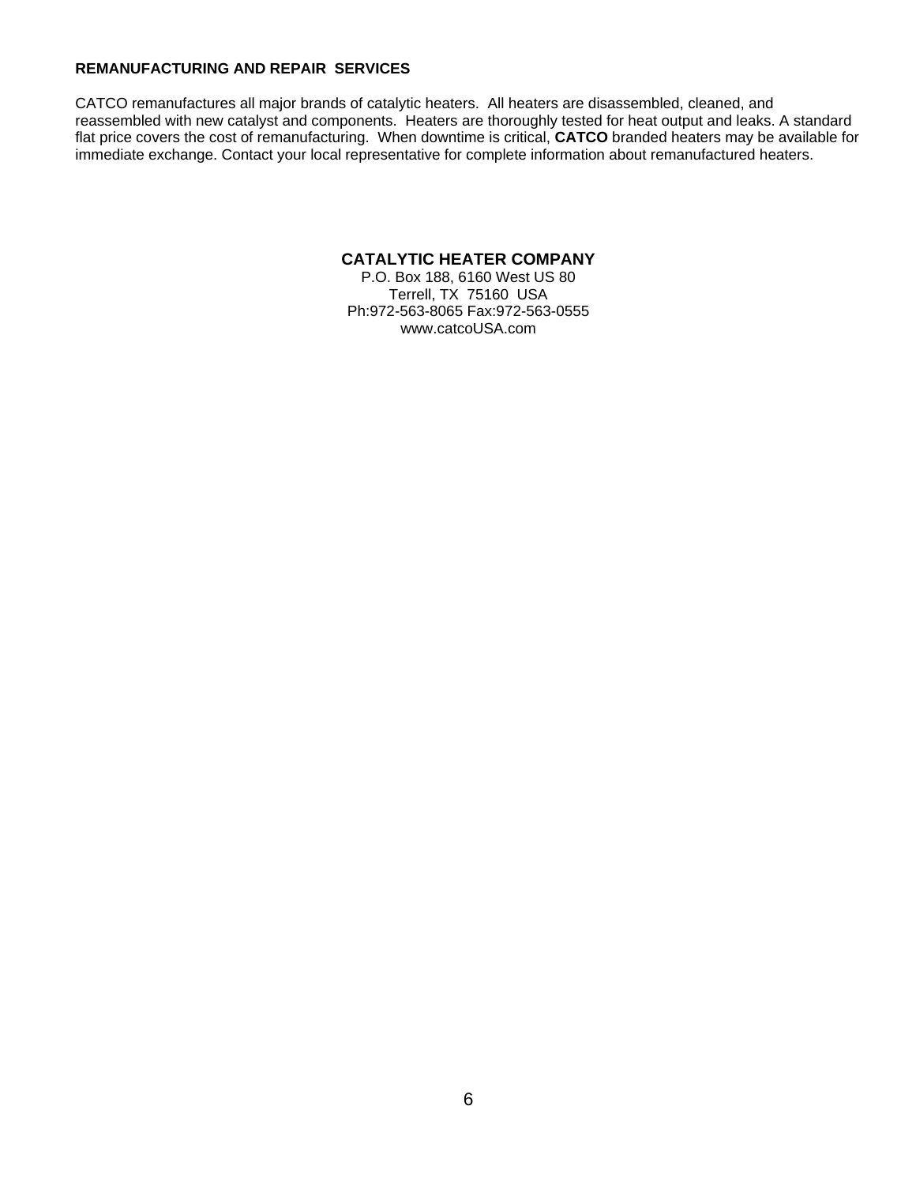**REMANUFACTURING AND REPAIR SERVICES**

CATCO remanufactures all major brands of catalytic heaters. All heaters are disassembled, cleaned, and reassembled with new catalyst and components. Heaters are thoroughly tested for heat output and leaks. A standard flat price covers the cost of remanufacturing. When downtime is critical, **CATCO** branded heaters may be available for immediate exchange. Contact your local representative for complete information about remanufactured heaters.

**CATALYTIC HEATER COMPANY**
P.O. Box 188, 6160 West US 80
Terrell, TX 75160 USA
Ph:972-563-8065 Fax:972-563-0555
www.catcoUSA.com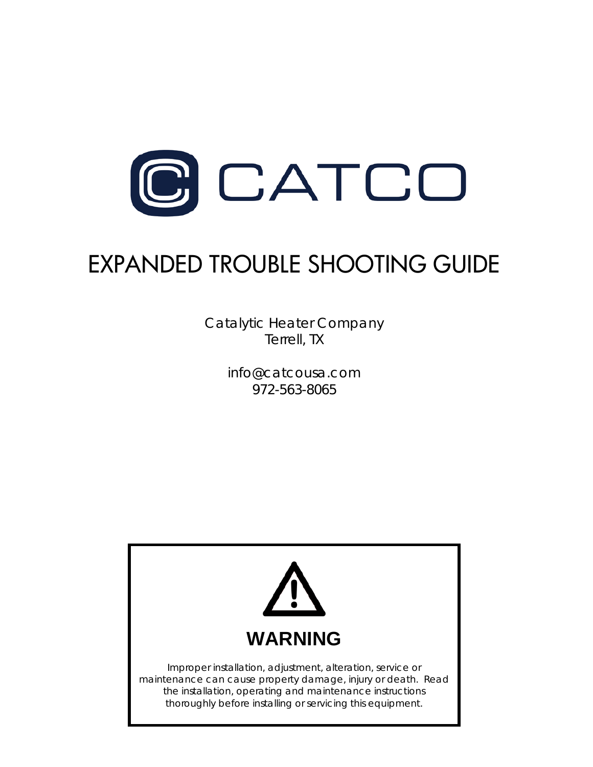# EXPANDED TROUBLE SHOOTING GUIDE

Catalytic Heater Company
Terrell, TX

info@catcousa.com
972-563-8065

**WARNING**

Improper installation, adjustment, alteration, service or maintenance can cause property damage, injury or death. Read the installation, operating and maintenance instructions thoroughly before installing or servicing this equipment.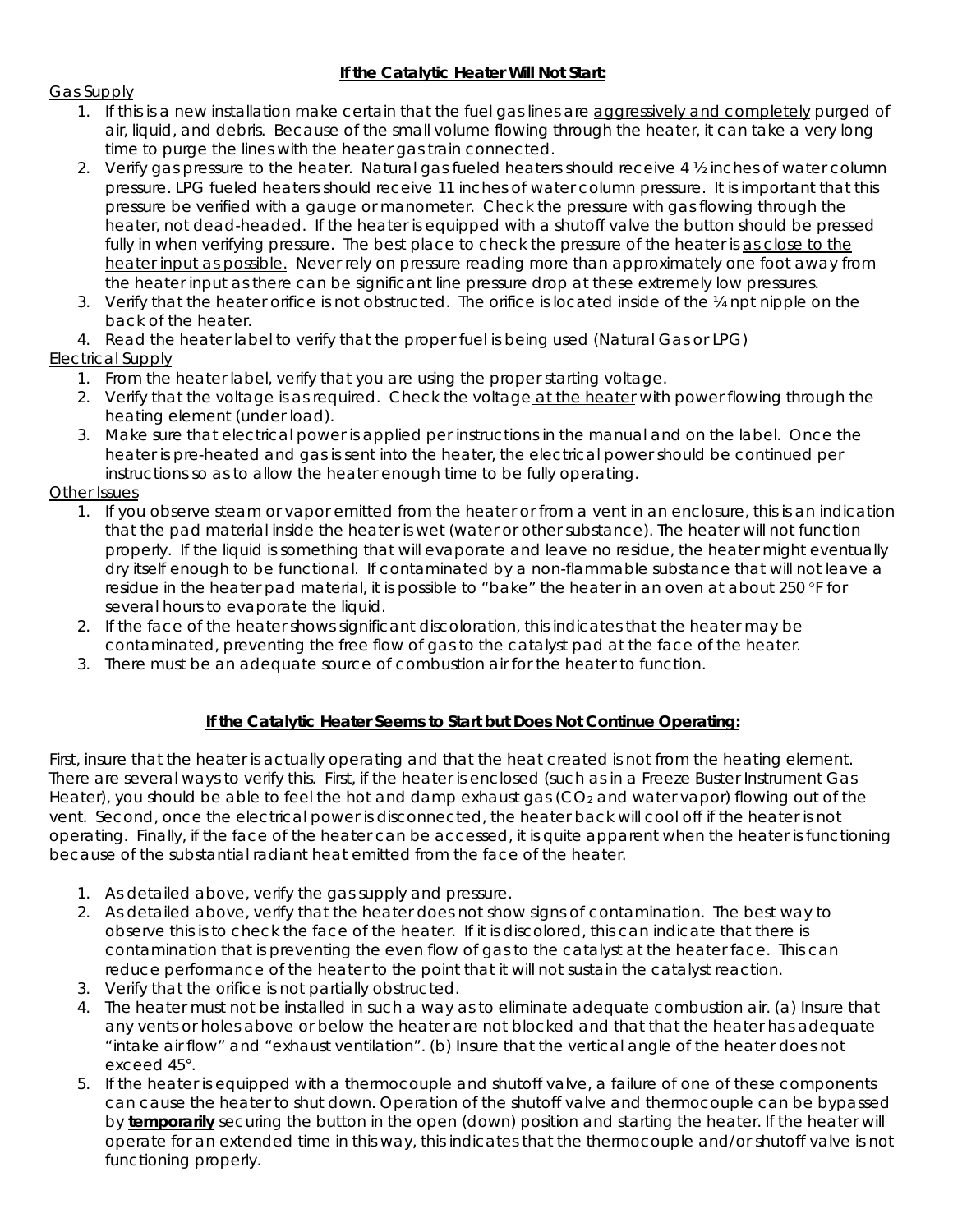## **If the Catalytic Heater Will Not Start:**

Gas Supply

1. If this is a new installation make certain that the fuel gas lines are aggressively and completely purged of air, liquid, and debris. Because of the small volume flowing through the heater, it can take a very long time to purge the lines with the heater gas train connected.
2. Verify gas pressure to the heater. Natural gas fueled heaters should receive 4 ½ inches of water column pressure. LPG fueled heaters should receive 11 inches of water column pressure. It is important that this pressure be verified with a gauge or manometer. Check the pressure with gas flowing through the heater, not dead-headed. If the heater is equipped with a shutoff valve the button should be pressed fully in when verifying pressure. The best place to check the pressure of the heater is as close to the heater input as possible. Never rely on pressure reading more than approximately one foot away from the heater input as there can be significant line pressure drop at these extremely low pressures.
3. Verify that the heater orifice is not obstructed. The orifice is located inside of the ¼ npt nipple on the back of the heater.
4. Read the heater label to verify that the proper fuel is being used (Natural Gas or LPG)

Electrical Supply

1. From the heater label, verify that you are using the proper starting voltage.
2. Verify that the voltage is as required. Check the voltage at the heater with power flowing through the heating element (under load).
3. Make sure that electrical power is applied per instructions in the manual and on the label. Once the heater is pre-heated and gas is sent into the heater, the electrical power should be continued per instructions so as to allow the heater enough time to be fully operating.

Other Issues

1. If you observe steam or vapor emitted from the heater or from a vent in an enclosure, this is an indication that the pad material inside the heater is wet (water or other substance). The heater will not function properly. If the liquid is something that will evaporate and leave no residue, the heater might eventually dry itself enough to be functional. If contaminated by a non-flammable substance that will not leave a residue in the heater pad material, it is possible to "bake" the heater in an oven at about 250 °F for several hours to evaporate the liquid.
2. If the face of the heater shows significant discoloration, this indicates that the heater may be contaminated, preventing the free flow of gas to the catalyst pad at the face of the heater.
3. There must be an adequate source of combustion air for the heater to function.

## **If the Catalytic Heater Seems to Start but Does Not Continue Operating:**

First, insure that the heater is actually operating and that the heat created is not from the heating element. There are several ways to verify this. First, if the heater is enclosed (such as in a Freeze Buster Instrument Gas Heater), you should be able to feel the hot and damp exhaust gas ($CO_2$ and water vapor) flowing out of the vent. Second, once the electrical power is disconnected, the heater back will cool off if the heater is not operating. Finally, if the face of the heater can be accessed, it is quite apparent when the heater is functioning because of the substantial radiant heat emitted from the face of the heater.

1. As detailed above, verify the gas supply and pressure.
2. As detailed above, verify that the heater does not show signs of contamination. The best way to observe this is to check the face of the heater. If it is discolored, this can indicate that there is contamination that is preventing the even flow of gas to the catalyst at the heater face. This can reduce performance of the heater to the point that it will not sustain the catalyst reaction.
3. Verify that the orifice is not partially obstructed.
4. The heater must not be installed in such a way as to eliminate adequate combustion air. (a) Insure that any vents or holes above or below the heater are not blocked and that that the heater has adequate "intake air flow" and "exhaust ventilation". (b) Insure that the vertical angle of the heater does not exceed 45°.
5. If the heater is equipped with a thermocouple and shutoff valve, a failure of one of these components can cause the heater to shut down. Operation of the shutoff valve and thermocouple can be bypassed by **temporarily** securing the button in the open (down) position and starting the heater. If the heater will operate for an extended time in this way, this indicates that the thermocouple and/or shutoff valve is not functioning properly.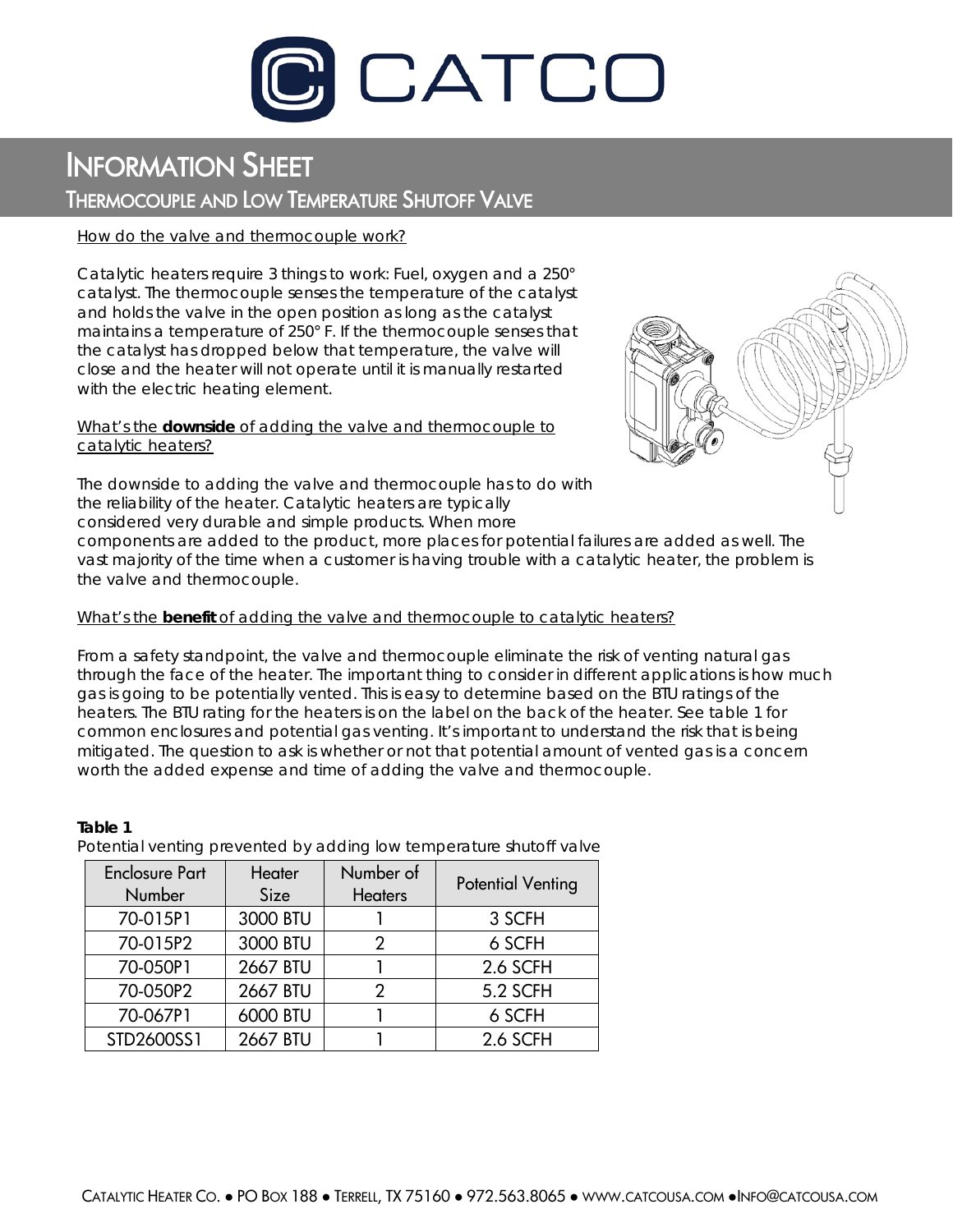# CATCO

# INFORMATION SHEET

## THERMOCOUPLE AND LOW TEMPERATURE SHUTOFF VALVE

How do the valve and thermocouple work?

Catalytic heaters require 3 things to work: Fuel, oxygen and a 250° catalyst. The thermocouple senses the temperature of the catalyst and holds the valve in the open position as long as the catalyst maintains a temperature of 250° F. If the thermocouple senses that the catalyst has dropped below that temperature, the valve will close and the heater will not operate until it is manually restarted with the electric heating element.

What's the **downside** of adding the valve and thermocouple to catalytic heaters?

The downside to adding the valve and thermocouple has to do with the reliability of the heater. Catalytic heaters are typically considered very durable and simple products. When more components are added to the product, more places for potential failures are added as well. The vast majority of the time when a customer is having trouble with a catalytic heater, the problem is the valve and thermocouple.

What's the **benefit** of adding the valve and thermocouple to catalytic heaters?

From a safety standpoint, the valve and thermocouple eliminate the risk of venting natural gas through the face of the heater. The important thing to consider in different applications is how much gas is going to be potentially vented. This is easy to determine based on the BTU ratings of the heaters. The BTU rating for the heaters is on the label on the back of the heater. See table 1 for common enclosures and potential gas venting. It's important to understand the risk that is being mitigated. The question to ask is whether or not that potential amount of vented gas is a concern worth the added expense and time of adding the valve and thermocouple.

**Table 1**

Potential venting prevented by adding low temperature shutoff valve

| Enclosure Part Number | Heater Size | Number of Heaters | Potential Venting |
|---|---|---|---|
| 70-015P1 | 3000 BTU | 1 | 3 SCFH |
| 70-015P2 | 3000 BTU | 2 | 6 SCFH |
| 70-050P1 | 2667 BTU | 1 | 2.6 SCFH |
| 70-050P2 | 2667 BTU | 2 | 5.2 SCFH |
| 70-067P1 | 6000 BTU | 1 | 6 SCFH |
| STD2600SS1 | 2667 BTU | 1 | 2.6 SCFH |

CATALYTIC HEATER CO. ● PO BOX 188 ● TERRELL, TX 75160 ● 972.563.8065 ● WWW.CATCOUSA.COM ●INFO@CATCOUSA.COM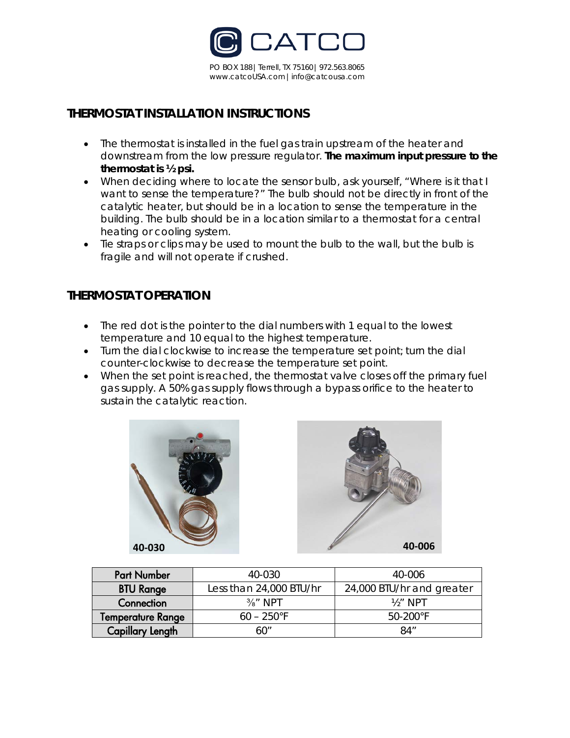CATCO

PO BOX 188| Terrell, TX 75160| 972.563.8065
www.catcoUSA.com | info@catcousa.com

## THERMOSTAT INSTALLATION INSTRUCTIONS

- The thermostat is installed in the fuel gas train upstream of the heater and downstream from the low pressure regulator. **The maximum input pressure to the thermostat is ½ psi.**
- When deciding where to locate the sensor bulb, ask yourself, "Where is it that I want to sense the temperature?" The bulb should not be directly in front of the catalytic heater, but should be in a location to sense the temperature in the building. The bulb should be in a location similar to a thermostat for a central heating or cooling system.
- Tie straps or clips may be used to mount the bulb to the wall, but the bulb is fragile and will not operate if crushed.

## THERMOSTAT OPERATION

- The red dot is the pointer to the dial numbers with 1 equal to the lowest temperature and 10 equal to the highest temperature.
- Turn the dial clockwise to increase the temperature set point; turn the dial counter-clockwise to decrease the temperature set point.
- When the set point is reached, the thermostat valve closes off the primary fuel gas supply. A 50% gas supply flows through a bypass orifice to the heater to sustain the catalytic reaction.

40-030

40-006

| Part Number | 40-030 | 40-006 |
|---|---|---|
| BTU Range | Less than 24,000 BTU/hr | 24,000 BTU/hr and greater |
| Connection | ⅜" NPT | ½" NPT |
| Temperature Range | 60 – 250°F | 50-200°F |
| Capillary Length | 60" | 84" |